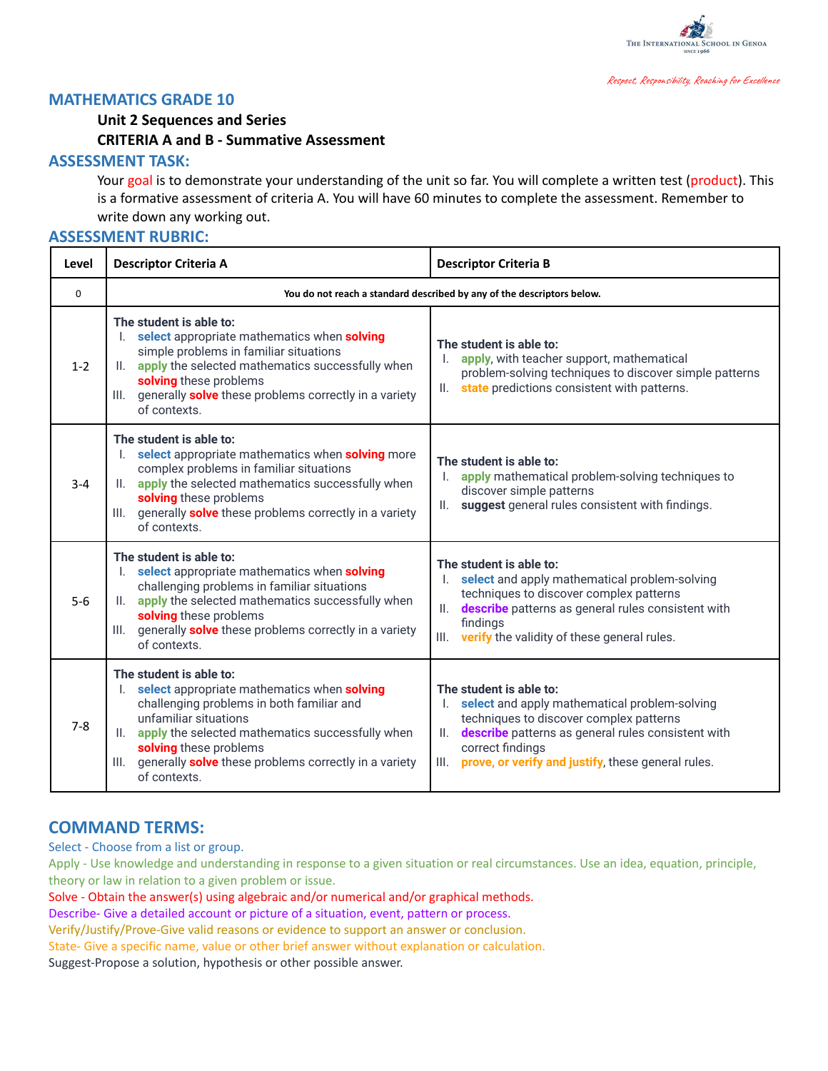The International School in Genoa
Since 1966

*Respect, Responsibility, Reaching for Excellence*

## MATHEMATICS GRADE 10

**Unit 2 Sequences and Series**

**CRITERIA A and B - Summative Assessment**

## ASSESSMENT TASK:

Your goal is to demonstrate your understanding of the unit so far. You will complete a written test (product). This is a formative assessment of criteria A. You will have 60 minutes to complete the assessment. Remember to write down any working out.

## ASSESSMENT RUBRIC:

| Level | Descriptor Criteria A | Descriptor Criteria B |
|---|---|---|
| 0 | You do not reach a standard described by any of the descriptors below. | |
| 1-2 | **The student is able to:**<br>I. **select** appropriate mathematics when **solving** simple problems in familiar situations<br>II. **apply** the selected mathematics successfully when **solving** these problems<br>III. generally **solve** these problems correctly in a variety of contexts. | **The student is able to:**<br>I. **apply**, with teacher support, mathematical problem-solving techniques to discover simple patterns<br>II. **state** predictions consistent with patterns. |
| 3-4 | **The student is able to:**<br>I. **select** appropriate mathematics when **solving** more complex problems in familiar situations<br>II. **apply** the selected mathematics successfully when **solving** these problems<br>III. generally **solve** these problems correctly in a variety of contexts. | **The student is able to:**<br>I. **apply** mathematical problem-solving techniques to discover simple patterns<br>II. **suggest** general rules consistent with findings. |
| 5-6 | **The student is able to:**<br>I. **select** appropriate mathematics when **solving** challenging problems in familiar situations<br>II. **apply** the selected mathematics successfully when **solving** these problems<br>III. generally **solve** these problems correctly in a variety of contexts. | **The student is able to:**<br>I. **select** and apply mathematical problem-solving techniques to discover complex patterns<br>II. **describe** patterns as general rules consistent with findings<br>III. **verify** the validity of these general rules. |
| 7-8 | **The student is able to:**<br>I. **select** appropriate mathematics when **solving** challenging problems in both familiar and unfamiliar situations<br>II. **apply** the selected mathematics successfully when **solving** these problems<br>III. generally **solve** these problems correctly in a variety of contexts. | **The student is able to:**<br>I. **select** and apply mathematical problem-solving techniques to discover complex patterns<br>II. **describe** patterns as general rules consistent with correct findings<br>III. **prove, or verify and justify**, these general rules. |

## COMMAND TERMS:

Select - Choose from a list or group.

Apply - Use knowledge and understanding in response to a given situation or real circumstances. Use an idea, equation, principle, theory or law in relation to a given problem or issue.

Solve - Obtain the answer(s) using algebraic and/or numerical and/or graphical methods.

Describe- Give a detailed account or picture of a situation, event, pattern or process.

Verify/Justify/Prove-Give valid reasons or evidence to support an answer or conclusion.

State- Give a specific name, value or other brief answer without explanation or calculation.

Suggest-Propose a solution, hypothesis or other possible answer.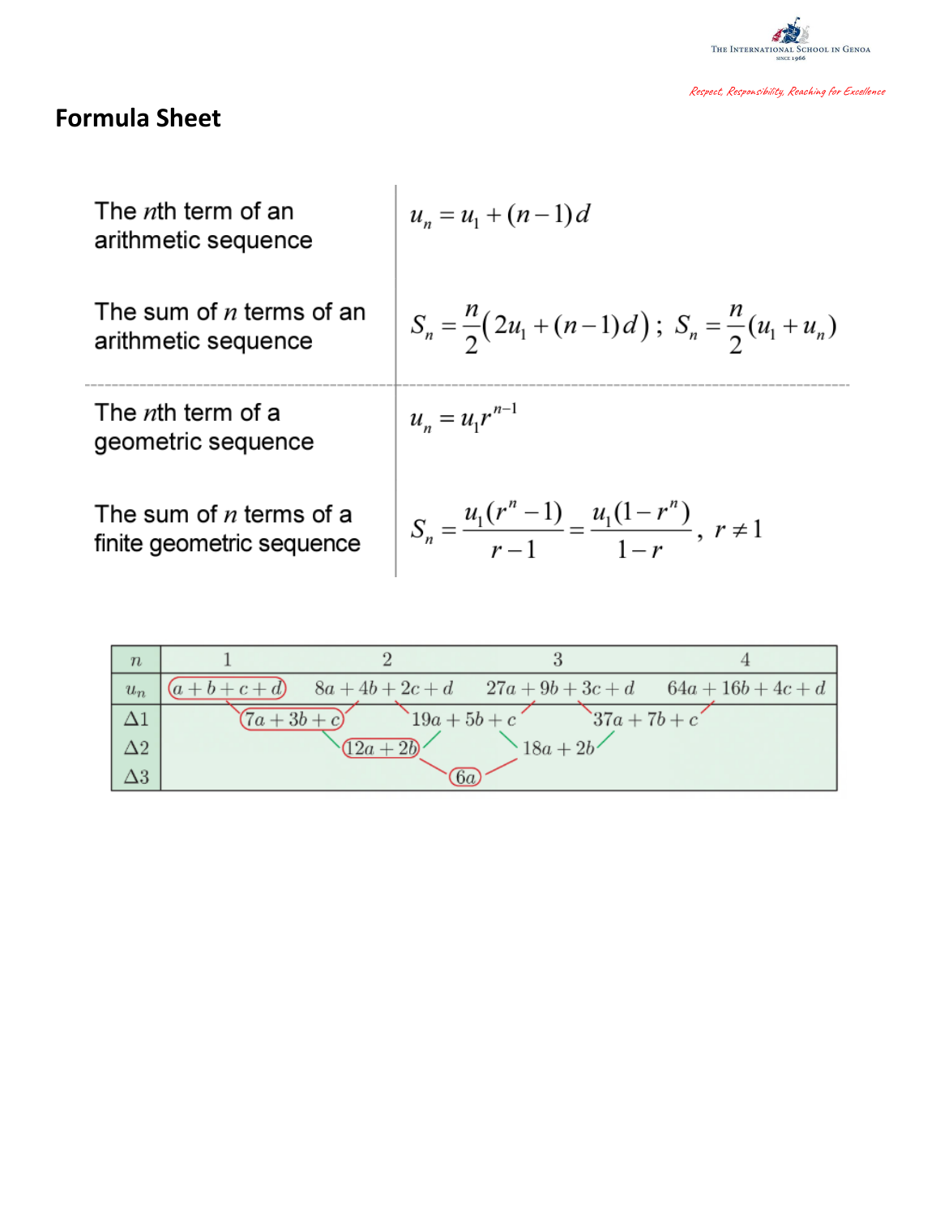## Formula Sheet

| | |
|---|---|
| The *n*th term of an arithmetic sequence | $u_n = u_1 + (n-1)d$ |
| The sum of *n* terms of an arithmetic sequence | $S_n = \frac{n}{2}\left(2u_1 + (n-1)d\right)$; $S_n = \frac{n}{2}(u_1 + u_n)$ |
| The *n*th term of a geometric sequence | $u_n = u_1 r^{n-1}$ |
| The sum of *n* terms of a finite geometric sequence | $S_n = \frac{u_1(r^n - 1)}{r - 1} = \frac{u_1(1 - r^n)}{1 - r}$, $r \neq 1$ |

| $n$ | 1 | | 2 | | 3 | | 4 |
|---|---|---|---|---|---|---|---|
| $u_n$ | $a+b+c+d$ | | $8a+4b+2c+d$ | | $27a+9b+3c+d$ | | $64a+16b+4c+d$ |
| $\Delta 1$ | | $7a+3b+c$ | | $19a+5b+c$ | | $37a+7b+c$ | |
| $\Delta 2$ | | | $12a+2b$ | | $18a+2b$ | | |
| $\Delta 3$ | | | | $6a$ | | | |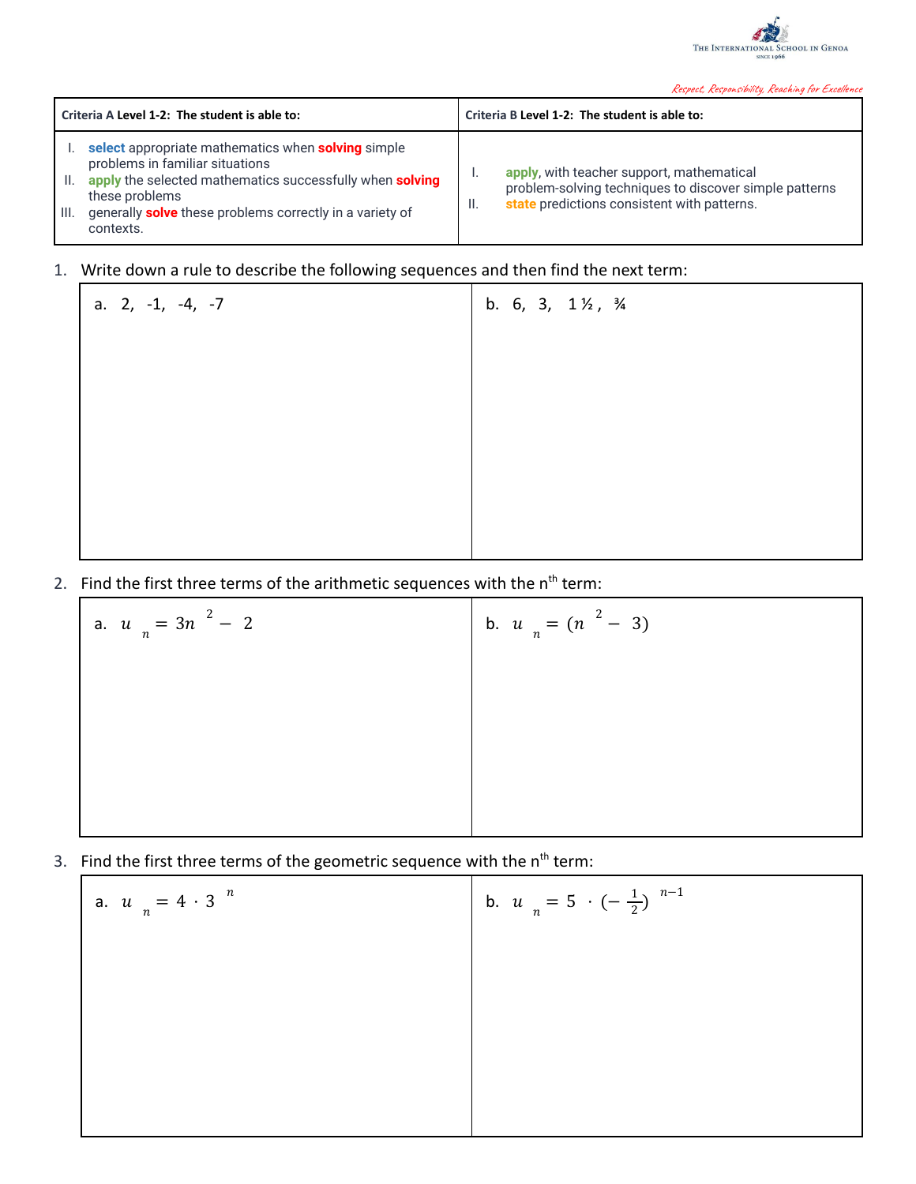| **Criteria A Level 1-2: The student is able to:** | **Criteria B Level 1-2: The student is able to:** |
|---|---|
| I. **select** appropriate mathematics when **solving** simple problems in familiar situations<br>II. **apply** the selected mathematics successfully when **solving** these problems<br>III. generally **solve** these problems correctly in a variety of contexts. | I. **apply**, with teacher support, mathematical problem-solving techniques to discover simple patterns<br>II. **state** predictions consistent with patterns. |

1. Write down a rule to describe the following sequences and then find the next term:

| a. 2, -1, -4, -7 | b. 6, 3, 1 ½ , ¾ |
|---|---|
| | |

2. Find the first three terms of the arithmetic sequences with the n^th term:

| a. $u_n = 3n^2 - 2$ | b. $u_n = (n^2 - 3)$ |
|---|---|
| | |

3. Find the first three terms of the geometric sequence with the n^th term:

| a. $u_n = 4 \cdot 3^n$ | b. $u_n = 5 \cdot (-\frac{1}{2})^{n-1}$ |
|---|---|
| | |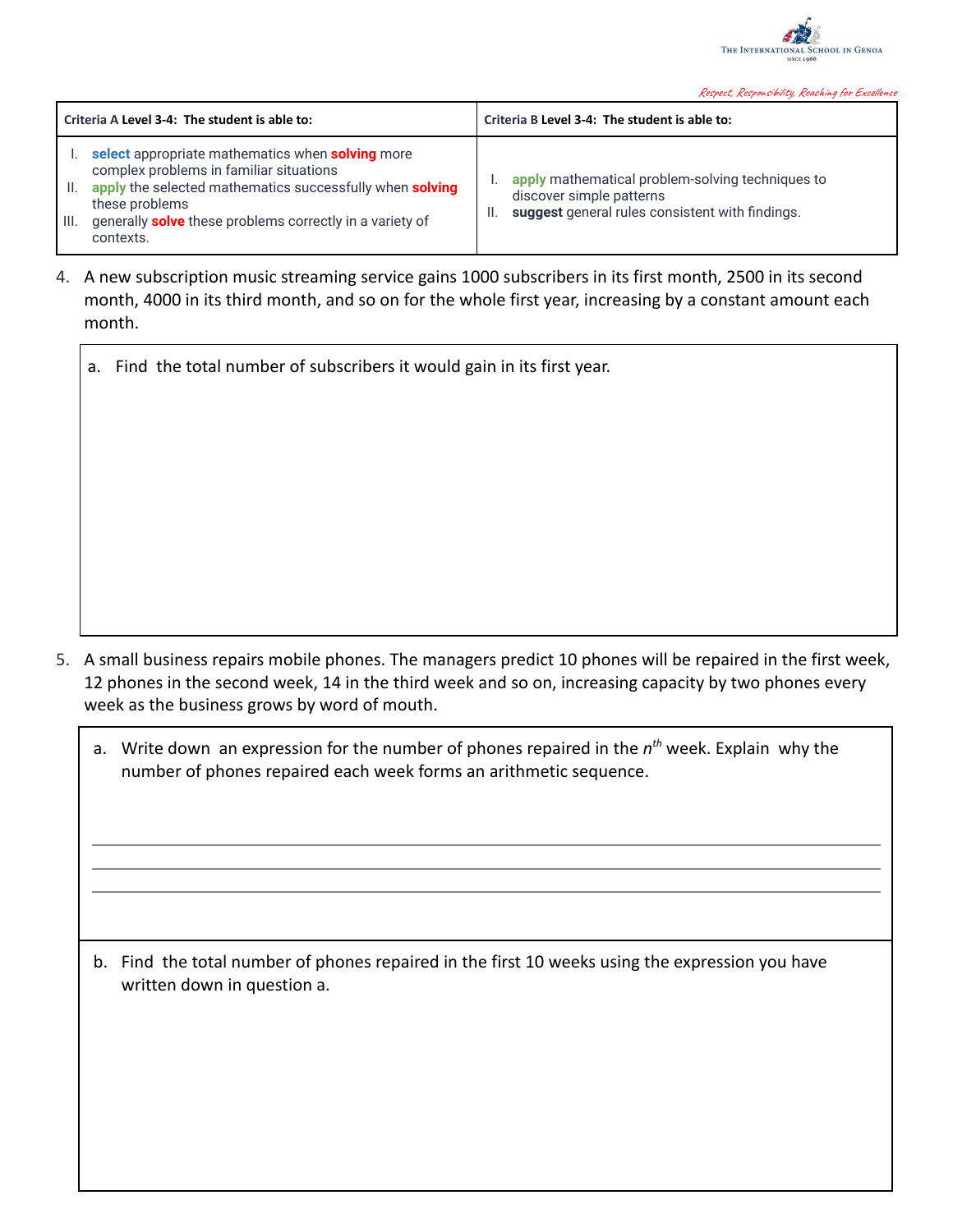| **Criteria A Level 3-4: The student is able to:** | **Criteria B Level 3-4: The student is able to:** |
|---|---|
| I. **select** appropriate mathematics when **solving** more complex problems in familiar situations<br>II. **apply** the selected mathematics successfully when **solving** these problems<br>III. generally **solve** these problems correctly in a variety of contexts. | I. **apply** mathematical problem-solving techniques to discover simple patterns<br>II. **suggest** general rules consistent with findings. |

4. A new subscription music streaming service gains 1000 subscribers in its first month, 2500 in its second month, 4000 in its third month, and so on for the whole first year, increasing by a constant amount each month.

   a. Find the total number of subscribers it would gain in its first year.

5. A small business repairs mobile phones. The managers predict 10 phones will be repaired in the first week, 12 phones in the second week, 14 in the third week and so on, increasing capacity by two phones every week as the business grows by word of mouth.

   a. Write down an expression for the number of phones repaired in the $n^{th}$ week. Explain why the number of phones repaired each week forms an arithmetic sequence.

   ______________________________________________

   ______________________________________________

   ______________________________________________

   b. Find the total number of phones repaired in the first 10 weeks using the expression you have written down in question a.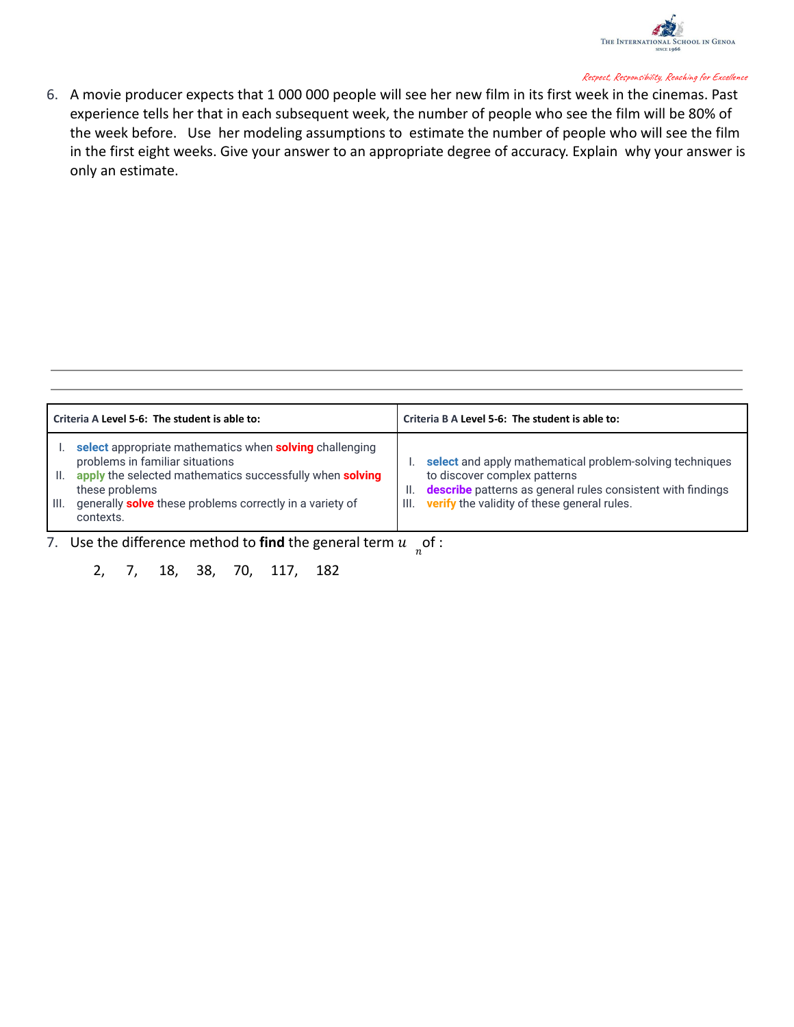6. A movie producer expects that 1 000 000 people will see her new film in its first week in the cinemas. Past experience tells her that in each subsequent week, the number of people who see the film will be 80% of the week before. Use her modeling assumptions to estimate the number of people who will see the film in the first eight weeks. Give your answer to an appropriate degree of accuracy. Explain why your answer is only an estimate.

| **Criteria A Level 5-6: The student is able to:** | **Criteria B A Level 5-6: The student is able to:** |
|---|---|
| I. **select** appropriate mathematics when **solving** challenging problems in familiar situations<br>II. **apply** the selected mathematics successfully when **solving** these problems<br>III. generally **solve** these problems correctly in a variety of contexts. | I. **select** and apply mathematical problem-solving techniques to discover complex patterns<br>II. **describe** patterns as general rules consistent with findings<br>III. **verify** the validity of these general rules. |

7. Use the difference method to **find** the general term $u_n$ of :

   2, 7, 18, 38, 70, 117, 182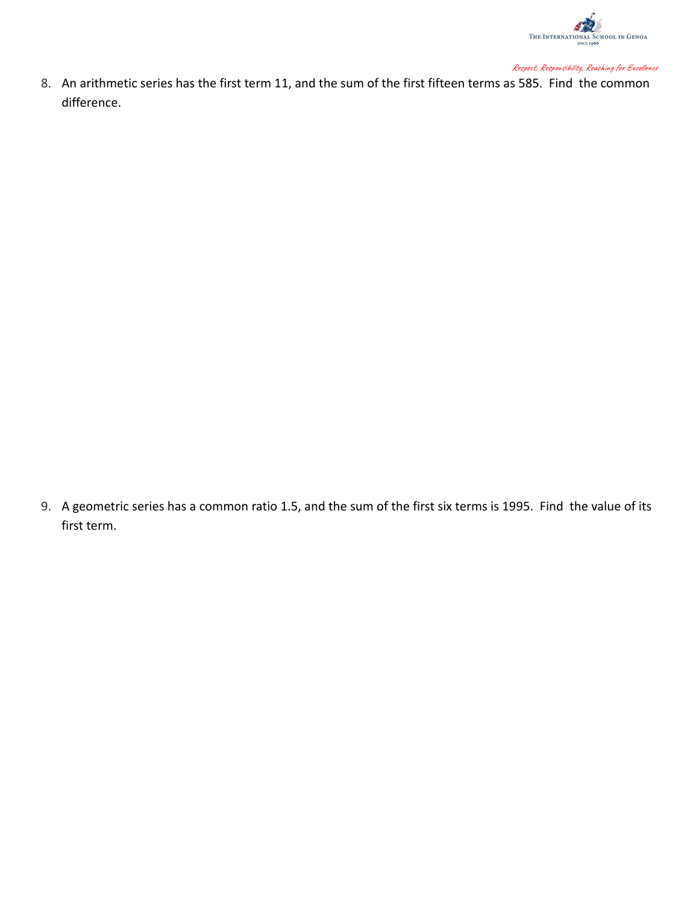8. An arithmetic series has the first term 11, and the sum of the first fifteen terms as 585. Find the common difference.

9. A geometric series has a common ratio 1.5, and the sum of the first six terms is 1995. Find the value of its first term.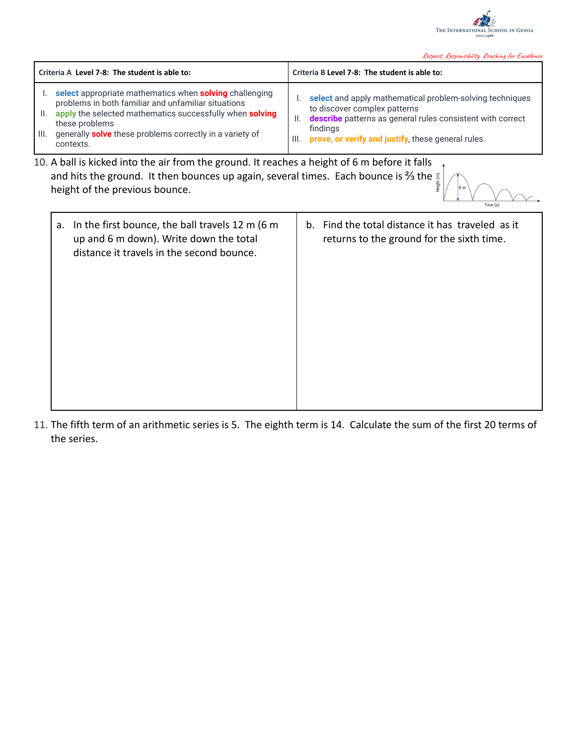| Criteria A Level 7-8: The student is able to: | Criteria B Level 7-8: The student is able to: |
|---|---|
| I. **select** appropriate mathematics when **solving** challenging problems in both familiar and unfamiliar situations<br>II. **apply** the selected mathematics successfully when **solving** these problems<br>III. generally **solve** these problems correctly in a variety of contexts. | I. **select** and apply mathematical problem-solving techniques to discover complex patterns<br>II. **describe** patterns as general rules consistent with correct findings<br>III. **prove, or verify and justify**, these general rules. |

10. A ball is kicked into the air from the ground. It reaches a height of 6 m before it falls and hits the ground. It then bounces up again, several times. Each bounce is ⅔ the height of the previous bounce.

Height (m)
6 m
Time (s)

| | |
|---|---|
| a. In the first bounce, the ball travels 12 m (6 m up and 6 m down). Write down the total distance it travels in the second bounce. | b. Find the total distance it has traveled as it returns to the ground for the sixth time. |

11. The fifth term of an arithmetic series is 5. The eighth term is 14. Calculate the sum of the first 20 terms of the series.